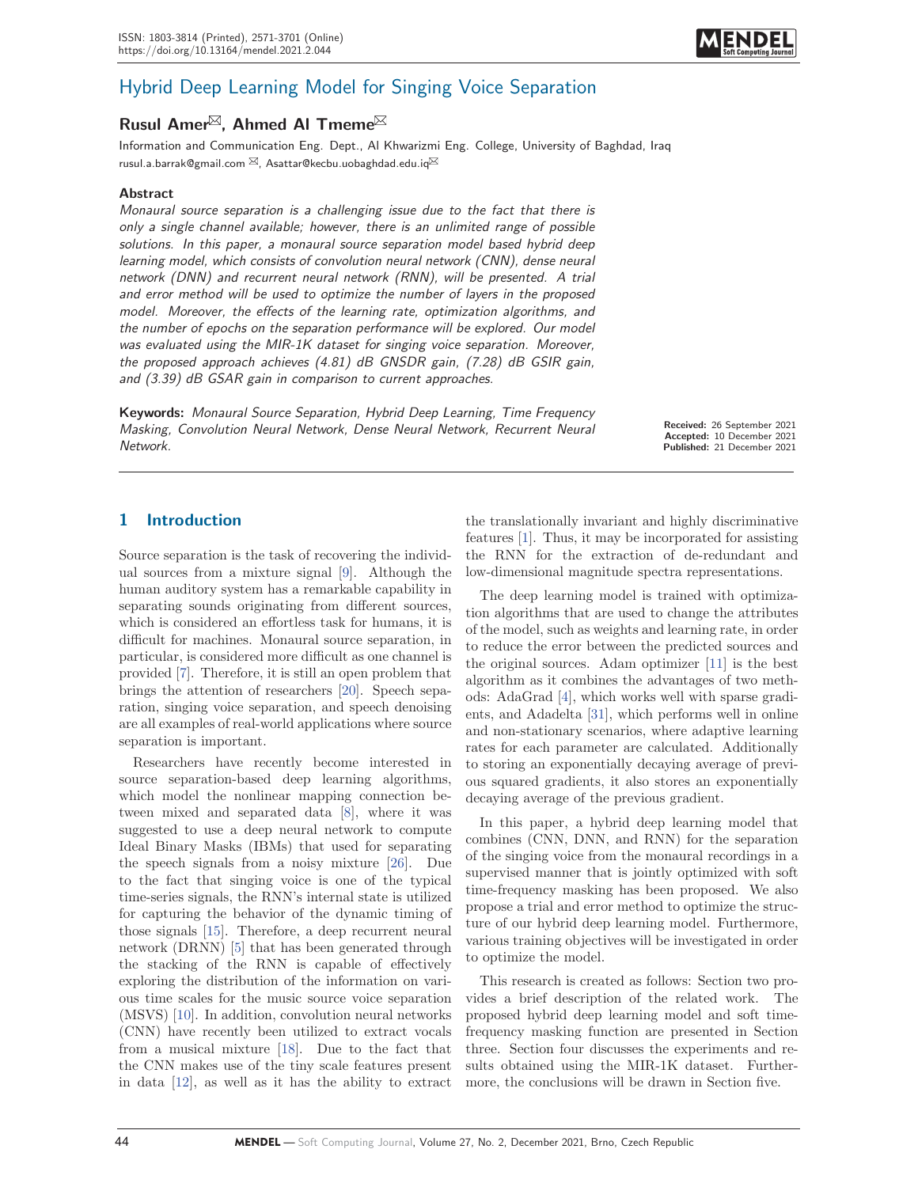# Hybrid Deep Learning Model for Singing Voice Separation

**Rusul Amer**, **Ahmed Al Tmeme**

Information and Communication Eng. Dept., Al Khwarizmi Eng. College, University of Baghdad, Iraq
rusul.a.barrak@gmail.com, Asattar@kecbu.uobaghdad.edu.iq

### Abstract

*Monaural source separation is a challenging issue due to the fact that there is only a single channel available; however, there is an unlimited range of possible solutions. In this paper, a monaural source separation model based hybrid deep learning model, which consists of convolution neural network (CNN), dense neural network (DNN) and recurrent neural network (RNN), will be presented. A trial and error method will be used to optimize the number of layers in the proposed model. Moreover, the effects of the learning rate, optimization algorithms, and the number of epochs on the separation performance will be explored. Our model was evaluated using the MIR-1K dataset for singing voice separation. Moreover, the proposed approach achieves (4.81) dB GNSDR gain, (7.28) dB GSIR gain, and (3.39) dB GSAR gain in comparison to current approaches.*

**Keywords:** *Monaural Source Separation, Hybrid Deep Learning, Time Frequency Masking, Convolution Neural Network, Dense Neural Network, Recurrent Neural Network.*

**Received:** 26 September 2021
**Accepted:** 10 December 2021
**Published:** 21 December 2021

## 1 Introduction

Source separation is the task of recovering the individual sources from a mixture signal [9]. Although the human auditory system has a remarkable capability in separating sounds originating from different sources, which is considered an effortless task for humans, it is difficult for machines. Monaural source separation, in particular, is considered more difficult as one channel is provided [7]. Therefore, it is still an open problem that brings the attention of researchers [20]. Speech separation, singing voice separation, and speech denoising are all examples of real-world applications where source separation is important.

Researchers have recently become interested in source separation-based deep learning algorithms, which model the nonlinear mapping connection between mixed and separated data [8], where it was suggested to use a deep neural network to compute Ideal Binary Masks (IBMs) that used for separating the speech signals from a noisy mixture [26]. Due to the fact that singing voice is one of the typical time-series signals, the RNN's internal state is utilized for capturing the behavior of the dynamic timing of those signals [15]. Therefore, a deep recurrent neural network (DRNN) [5] that has been generated through the stacking of the RNN is capable of effectively exploring the distribution of the information on various time scales for the music source voice separation (MSVS) [10]. In addition, convolution neural networks (CNN) have recently been utilized to extract vocals from a musical mixture [18]. Due to the fact that the CNN makes use of the tiny scale features present in data [12], as well as it has the ability to extract the translationally invariant and highly discriminative features [1]. Thus, it may be incorporated for assisting the RNN for the extraction of de-redundant and low-dimensional magnitude spectra representations.

The deep learning model is trained with optimization algorithms that are used to change the attributes of the model, such as weights and learning rate, in order to reduce the error between the predicted sources and the original sources. Adam optimizer [11] is the best algorithm as it combines the advantages of two methods: AdaGrad [4], which works well with sparse gradients, and Adadelta [31], which performs well in online and non-stationary scenarios, where adaptive learning rates for each parameter are calculated. Additionally to storing an exponentially decaying average of previous squared gradients, it also stores an exponentially decaying average of the previous gradient.

In this paper, a hybrid deep learning model that combines (CNN, DNN, and RNN) for the separation of the singing voice from the monaural recordings in a supervised manner that is jointly optimized with soft time-frequency masking has been proposed. We also propose a trial and error method to optimize the structure of our hybrid deep learning model. Furthermore, various training objectives will be investigated in order to optimize the model.

This research is created as follows: Section two provides a brief description of the related work. The proposed hybrid deep learning model and soft time-frequency masking function are presented in Section three. Section four discusses the experiments and results obtained using the MIR-1K dataset. Furthermore, the conclusions will be drawn in Section five.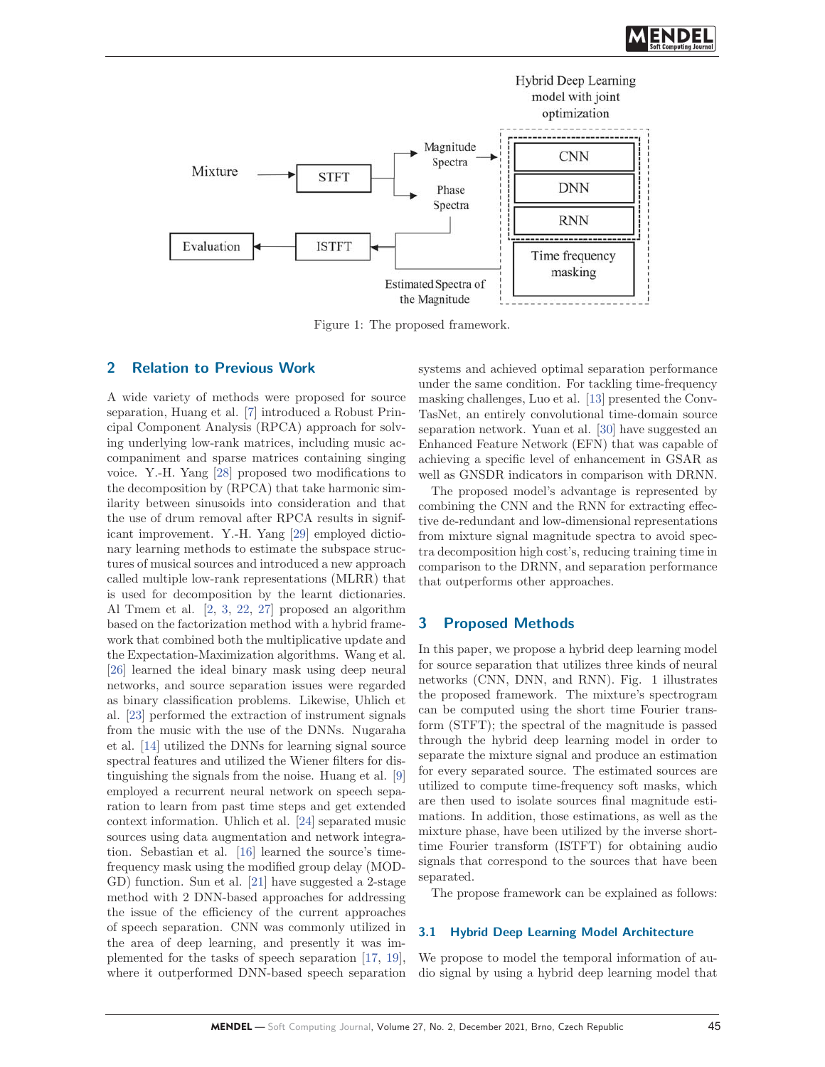Figure 1: The proposed framework.

## 2 Relation to Previous Work

A wide variety of methods were proposed for source separation, Huang et al. [7] introduced a Robust Principal Component Analysis (RPCA) approach for solving underlying low-rank matrices, including music accompaniment and sparse matrices containing singing voice. Y.-H. Yang [28] proposed two modifications to the decomposition by (RPCA) that take harmonic similarity between sinusoids into consideration and that the use of drum removal after RPCA results in significant improvement. Y.-H. Yang [29] employed dictionary learning methods to estimate the subspace structures of musical sources and introduced a new approach called multiple low-rank representations (MLRR) that is used for decomposition by the learnt dictionaries. Al Tmem et al. [2, 3, 22, 27] proposed an algorithm based on the factorization method with a hybrid framework that combined both the multiplicative update and the Expectation-Maximization algorithms. Wang et al. [26] learned the ideal binary mask using deep neural networks, and source separation issues were regarded as binary classification problems. Likewise, Uhlich et al. [23] performed the extraction of instrument signals from the music with the use of the DNNs. Nugaraha et al. [14] utilized the DNNs for learning signal source spectral features and utilized the Wiener filters for distinguishing the signals from the noise. Huang et al. [9] employed a recurrent neural network on speech separation to learn from past time steps and get extended context information. Uhlich et al. [24] separated music sources using data augmentation and network integration. Sebastian et al. [16] learned the source's time-frequency mask using the modified group delay (MODGD) function. Sun et al. [21] have suggested a 2-stage method with 2 DNN-based approaches for addressing the issue of the efficiency of the current approaches of speech separation. CNN was commonly utilized in the area of deep learning, and presently it was implemented for the tasks of speech separation [17, 19], where it outperformed DNN-based speech separation systems and achieved optimal separation performance under the same condition. For tackling time-frequency masking challenges, Luo et al. [13] presented the Conv-TasNet, an entirely convolutional time-domain source separation network. Yuan et al. [30] have suggested an Enhanced Feature Network (EFN) that was capable of achieving a specific level of enhancement in GSAR as well as GNSDR indicators in comparison with DRNN.

The proposed model's advantage is represented by combining the CNN and the RNN for extracting effective de-redundant and low-dimensional representations from mixture signal magnitude spectra to avoid spectra decomposition high cost's, reducing training time in comparison to the DRNN, and separation performance that outperforms other approaches.

## 3 Proposed Methods

In this paper, we propose a hybrid deep learning model for source separation that utilizes three kinds of neural networks (CNN, DNN, and RNN). Fig. 1 illustrates the proposed framework. The mixture's spectrogram can be computed using the short time Fourier transform (STFT); the spectral of the magnitude is passed through the hybrid deep learning model in order to separate the mixture signal and produce an estimation for every separated source. The estimated sources are utilized to compute time-frequency soft masks, which are then used to isolate sources final magnitude estimations. In addition, those estimations, as well as the mixture phase, have been utilized by the inverse short-time Fourier transform (ISTFT) for obtaining audio signals that correspond to the sources that have been separated.

The propose framework can be explained as follows:

### 3.1 Hybrid Deep Learning Model Architecture

We propose to model the temporal information of audio signal by using a hybrid deep learning model that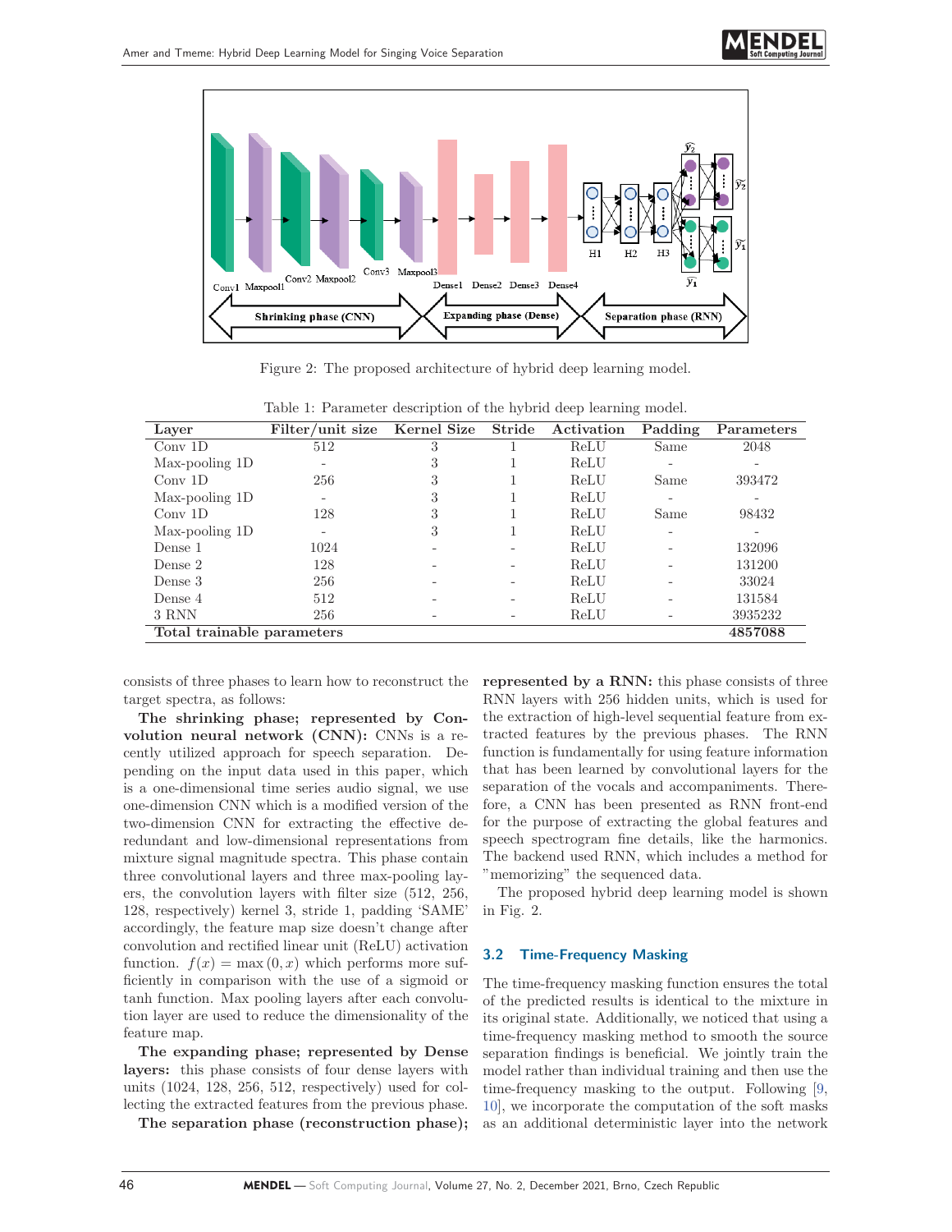Figure 2: The proposed architecture of hybrid deep learning model.

Table 1: Parameter description of the hybrid deep learning model.

| Layer | Filter/unit size | Kernel Size | Stride | Activation | Padding | Parameters |
|---|---|---|---|---|---|---|
| Conv 1D | 512 | 3 | 1 | ReLU | Same | 2048 |
| Max-pooling 1D | - | 3 | 1 | ReLU | - | - |
| Conv 1D | 256 | 3 | 1 | ReLU | Same | 393472 |
| Max-pooling 1D | - | 3 | 1 | ReLU | - | - |
| Conv 1D | 128 | 3 | 1 | ReLU | Same | 98432 |
| Max-pooling 1D | - | 3 | 1 | ReLU | - | - |
| Dense 1 | 1024 | - | - | ReLU | - | 132096 |
| Dense 2 | 128 | - | - | ReLU | - | 131200 |
| Dense 3 | 256 | - | - | ReLU | - | 33024 |
| Dense 4 | 512 | - | - | ReLU | - | 131584 |
| 3 RNN | 256 | - | - | ReLU | - | 3935232 |
| **Total trainable parameters** | | | | | | **4857088** |

consists of three phases to learn how to reconstruct the target spectra, as follows:

**The shrinking phase; represented by Convolution neural network (CNN):** CNNs is a recently utilized approach for speech separation. Depending on the input data used in this paper, which is a one-dimensional time series audio signal, we use one-dimension CNN which is a modified version of the two-dimension CNN for extracting the effective deredundant and low-dimensional representations from mixture signal magnitude spectra. This phase contain three convolutional layers and three max-pooling layers, the convolution layers with filter size (512, 256, 128, respectively) kernel 3, stride 1, padding 'SAME' accordingly, the feature map size doesn't change after convolution and rectified linear unit (ReLU) activation function. $f(x) = \max(0, x)$ which performs more sufficiently in comparison with the use of a sigmoid or tanh function. Max pooling layers after each convolution layer are used to reduce the dimensionality of the feature map.

**The expanding phase; represented by Dense layers:** this phase consists of four dense layers with units (1024, 128, 256, 512, respectively) used for collecting the extracted features from the previous phase.

**The separation phase (reconstruction phase); represented by a RNN:** this phase consists of three RNN layers with 256 hidden units, which is used for the extraction of high-level sequential feature from extracted features by the previous phases. The RNN function is fundamentally for using feature information that has been learned by convolutional layers for the separation of the vocals and accompaniments. Therefore, a CNN has been presented as RNN front-end for the purpose of extracting the global features and speech spectrogram fine details, like the harmonics. The backend used RNN, which includes a method for "memorizing" the sequenced data.

The proposed hybrid deep learning model is shown in Fig. 2.

### 3.2 Time-Frequency Masking

The time-frequency masking function ensures the total of the predicted results is identical to the mixture in its original state. Additionally, we noticed that using a time-frequency masking method to smooth the source separation findings is beneficial. We jointly train the model rather than individual training and then use the time-frequency masking to the output. Following [9, 10], we incorporate the computation of the soft masks as an additional deterministic layer into the network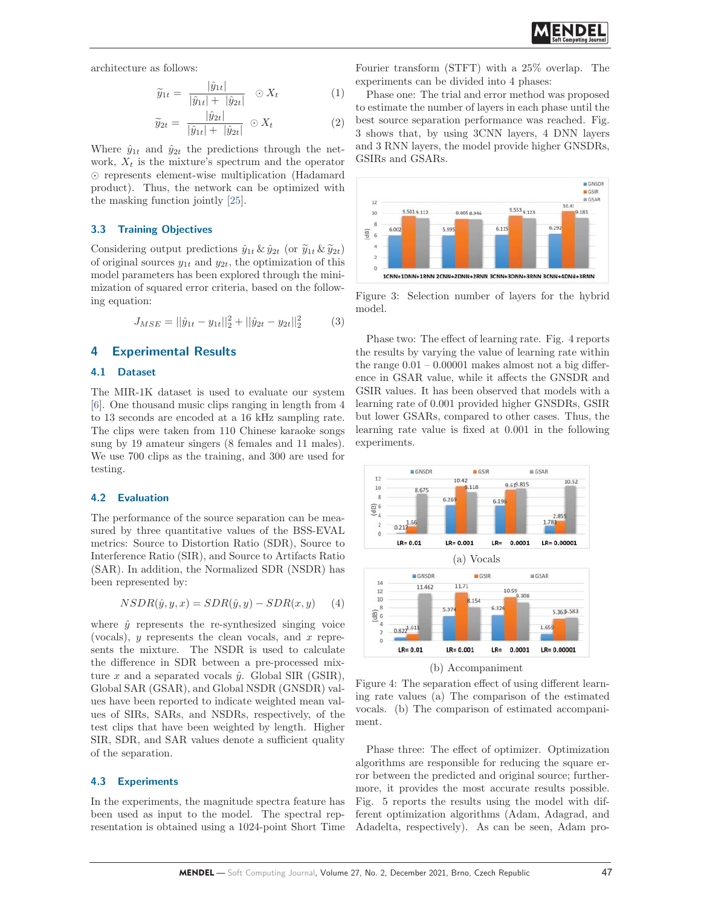architecture as follows:

$$\tilde{y}_{1t} = \frac{|\hat{y}_{1t}|}{|\hat{y}_{1t}| + |\hat{y}_{2t}|} \odot X_t \quad (1)$$

$$\tilde{y}_{2t} = \frac{|\hat{y}_{2t}|}{|\hat{y}_{1t}| + |\hat{y}_{2t}|} \odot X_t \quad (2)$$

Where $\hat{y}_{1t}$ and $\hat{y}_{2t}$ the predictions through the network, $X_t$ is the mixture's spectrum and the operator $\odot$ represents element-wise multiplication (Hadamard product). Thus, the network can be optimized with the masking function jointly [25].

### 3.3 Training Objectives

Considering output predictions $\hat{y}_{1t}$ & $\hat{y}_{2t}$ (or $\tilde{y}_{1t}$ & $\tilde{y}_{2t}$) of original sources $y_{1t}$ and $y_{2t}$, the optimization of this model parameters has been explored through the minimization of squared error criteria, based on the following equation:

$$J_{MSE} = ||\hat{y}_{1t} - y_{1t}||_2^2 + ||\hat{y}_{2t} - y_{2t}||_2^2 \quad (3)$$

## 4 Experimental Results

### 4.1 Dataset

The MIR-1K dataset is used to evaluate our system [6]. One thousand music clips ranging in length from 4 to 13 seconds are encoded at a 16 kHz sampling rate. The clips were taken from 110 Chinese karaoke songs sung by 19 amateur singers (8 females and 11 males). We use 700 clips as the training, and 300 are used for testing.

### 4.2 Evaluation

The performance of the source separation can be measured by three quantitative values of the BSS-EVAL metrics: Source to Distortion Ratio (SDR), Source to Interference Ratio (SIR), and Source to Artifacts Ratio (SAR). In addition, the Normalized SDR (NSDR) has been represented by:

$$NSDR(\hat{y}, y, x) = SDR(\hat{y}, y) - SDR(x, y) \quad (4)$$

where $\hat{y}$ represents the re-synthesized singing voice (vocals), $y$ represents the clean vocals, and $x$ represents the mixture. The NSDR is used to calculate the difference in SDR between a pre-processed mixture $x$ and a separated vocals $\hat{y}$. Global SIR (GSIR), Global SAR (GSAR), and Global NSDR (GNSDR) values have been reported to indicate weighted mean values of SIRs, SARs, and NSDRs, respectively, of the test clips that have been weighted by length. Higher SIR, SDR, and SAR values denote a sufficient quality of the separation.

### 4.3 Experiments

In the experiments, the magnitude spectra feature has been used as input to the model. The spectral representation is obtained using a 1024-point Short Time Fourier transform (STFT) with a 25% overlap. The experiments can be divided into 4 phases:

Phase one: The trial and error method was proposed to estimate the number of layers in each phase until the best source separation performance was reached. Fig. 3 shows that, by using 3CNN layers, 4 DNN layers and 3 RNN layers, the model provide higher GNSDRs, GSIRs and GSARs.

Figure 3: Selection number of layers for the hybrid model.

Phase two: The effect of learning rate. Fig. 4 reports the results by varying the value of learning rate within the range 0.01 – 0.00001 makes almost not a big difference in GSAR value, while it affects the GNSDR and GSIR values. It has been observed that models with a learning rate of 0.001 provided higher GNSDRs, GSIR but lower GSARs, compared to other cases. Thus, the learning rate value is fixed at 0.001 in the following experiments.

(a) Vocals

(b) Accompaniment

Figure 4: The separation effect of using different learning rate values (a) The comparison of the estimated vocals. (b) The comparison of estimated accompaniment.

Phase three: The effect of optimizer. Optimization algorithms are responsible for reducing the square error between the predicted and original source; furthermore, it provides the most accurate results possible. Fig. 5 reports the results using the model with different optimization algorithms (Adam, Adagrad, and Adadelta, respectively). As can be seen, Adam pro-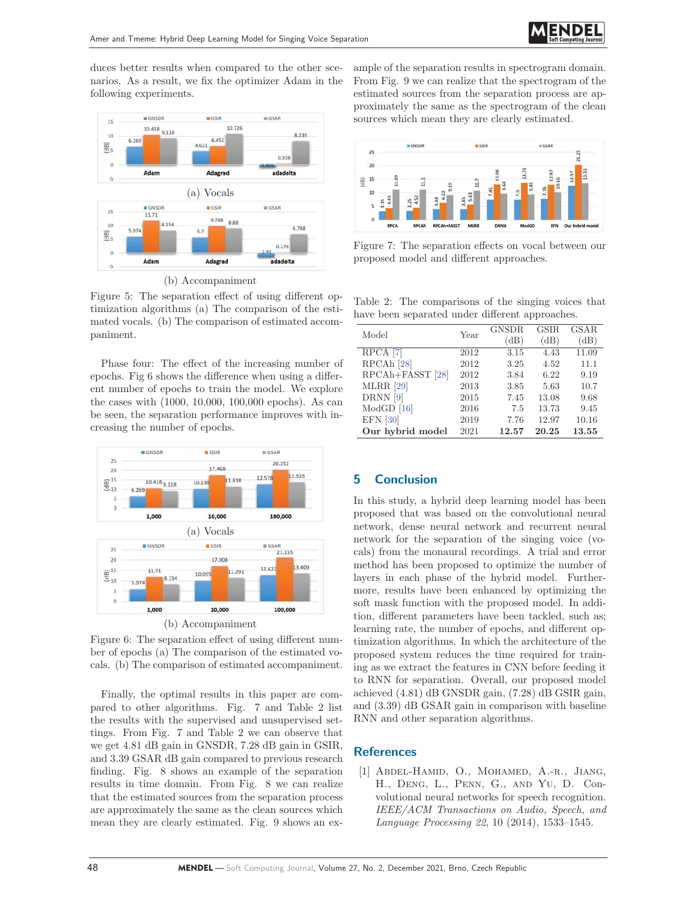duces better results when compared to the other scenarios. As a result, we fix the optimizer Adam in the following experiments.

(a) Vocals

(b) Accompaniment

Figure 5: The separation effect of using different optimization algorithms (a) The comparison of the estimated vocals. (b) The comparison of estimated accompaniment.

Phase four: The effect of the increasing number of epochs. Fig 6 shows the difference when using a different number of epochs to train the model. We explore the cases with (1000, 10,000, 100,000 epochs). As can be seen, the separation performance improves with increasing the number of epochs.

(a) Vocals

(b) Accompaniment

Figure 6: The separation effect of using different number of epochs (a) The comparison of the estimated vocals. (b) The comparison of estimated accompaniment.

Finally, the optimal results in this paper are compared to other algorithms. Fig. 7 and Table 2 list the results with the supervised and unsupervised settings. From Fig. 7 and Table 2 we can observe that we get 4.81 dB gain in GNSDR, 7.28 dB gain in GSIR, and 3.39 GSAR dB gain compared to previous research finding. Fig. 8 shows an example of the separation results in time domain. From Fig. 8 we can realize that the estimated sources from the separation process are approximately the same as the clean sources which mean they are clearly estimated. Fig. 9 shows an example of the separation results in spectrogram domain. From Fig. 9 we can realize that the spectrogram of the estimated sources from the separation process are approximately the same as the spectrogram of the clean sources which mean they are clearly estimated.

Figure 7: The separation effects on vocal between our proposed model and different approaches.

Table 2: The comparisons of the singing voices that have been separated under different approaches.

| Model | Year | GNSDR (dB) | GSIR (dB) | GSAR (dB) |
|---|---|---|---|---|
| RPCA [7] | 2012 | 3.15 | 4.43 | 11.09 |
| RPCAh [28] | 2012 | 3.25 | 4.52 | 11.1 |
| RPCAh+FASST [28] | 2012 | 3.84 | 6.22 | 9.19 |
| MLRR [29] | 2013 | 3.85 | 5.63 | 10.7 |
| DRNN [9] | 2015 | 7.45 | 13.08 | 9.68 |
| ModGD [16] | 2016 | 7.5 | 13.73 | 9.45 |
| EFN [30] | 2019 | 7.76 | 12.97 | 10.16 |
| **Our hybrid model** | 2021 | **12.57** | **20.25** | **13.55** |

## 5 Conclusion

In this study, a hybrid deep learning model has been proposed that was based on the convolutional neural network, dense neural network and recurrent neural network for the separation of the singing voice (vocals) from the monaural recordings. A trial and error method has been proposed to optimize the number of layers in each phase of the hybrid model. Furthermore, results have been enhanced by optimizing the soft mask function with the proposed model. In addition, different parameters have been tackled, such as; learning rate, the number of epochs, and different optimization algorithms. In which the architecture of the proposed system reduces the time required for training as we extract the features in CNN before feeding it to RNN for separation. Overall, our proposed model achieved (4.81) dB GNSDR gain, (7.28) dB GSIR gain, and (3.39) dB GSAR gain in comparison with baseline RNN and other separation algorithms.

## References

[1] Abdel-Hamid, O., Mohamed, A.-R., Jiang, H., Deng, L., Penn, G., and Yu, D. Convolutional neural networks for speech recognition. *IEEE/ACM Transactions on Audio, Speech, and Language Processing 22*, 10 (2014), 1533–1545.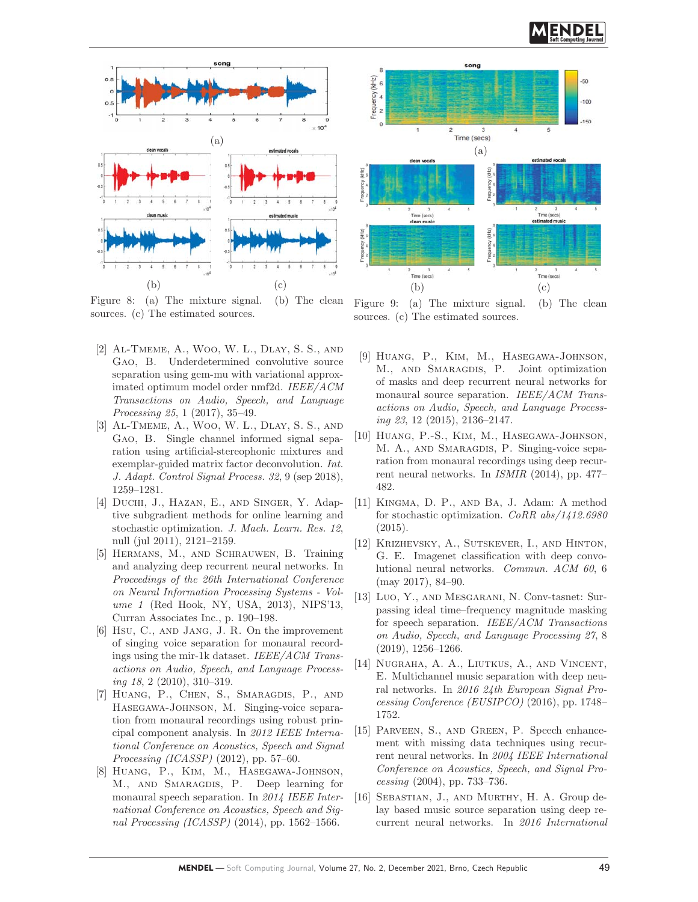Figure 8: (a) The mixture signal. (b) The clean sources. (c) The estimated sources.

Figure 9: (a) The mixture signal. (b) The clean sources. (c) The estimated sources.

[2] Al-Tmeme, A., Woo, W. L., Dlay, S. S., and Gao, B. Underdetermined convolutive source separation using gem-mu with variational approximated optimum model order nmf2d. *IEEE/ACM Transactions on Audio, Speech, and Language Processing 25*, 1 (2017), 35–49.

[3] Al-Tmeme, A., Woo, W. L., Dlay, S. S., and Gao, B. Single channel informed signal separation using artificial-stereophonic mixtures and exemplar-guided matrix factor deconvolution. *Int. J. Adapt. Control Signal Process. 32*, 9 (sep 2018), 1259–1281.

[4] Duchi, J., Hazan, E., and Singer, Y. Adaptive subgradient methods for online learning and stochastic optimization. *J. Mach. Learn. Res. 12*, null (jul 2011), 2121–2159.

[5] Hermans, M., and Schrauwen, B. Training and analyzing deep recurrent neural networks. In *Proceedings of the 26th International Conference on Neural Information Processing Systems - Volume 1* (Red Hook, NY, USA, 2013), NIPS'13, Curran Associates Inc., p. 190–198.

[6] Hsu, C., and Jang, J. R. On the improvement of singing voice separation for monaural recordings using the mir-1k dataset. *IEEE/ACM Transactions on Audio, Speech, and Language Processing 18*, 2 (2010), 310–319.

[7] Huang, P., Chen, S., Smaragdis, P., and Hasegawa-Johnson, M. Singing-voice separation from monaural recordings using robust principal component analysis. In *2012 IEEE International Conference on Acoustics, Speech and Signal Processing (ICASSP)* (2012), pp. 57–60.

[8] Huang, P., Kim, M., Hasegawa-Johnson, M., and Smaragdis, P. Deep learning for monaural speech separation. In *2014 IEEE International Conference on Acoustics, Speech and Signal Processing (ICASSP)* (2014), pp. 1562–1566.

[9] Huang, P., Kim, M., Hasegawa-Johnson, M., and Smaragdis, P. Joint optimization of masks and deep recurrent neural networks for monaural source separation. *IEEE/ACM Transactions on Audio, Speech, and Language Processing 23*, 12 (2015), 2136–2147.

[10] Huang, P.-S., Kim, M., Hasegawa-Johnson, M. A., and Smaragdis, P. Singing-voice separation from monaural recordings using deep recurrent neural networks. In *ISMIR* (2014), pp. 477–482.

[11] Kingma, D. P., and Ba, J. Adam: A method for stochastic optimization. *CoRR abs/1412.6980* (2015).

[12] Krizhevsky, A., Sutskever, I., and Hinton, G. E. Imagenet classification with deep convolutional neural networks. *Commun. ACM 60*, 6 (may 2017), 84–90.

[13] Luo, Y., and Mesgarani, N. Conv-tasnet: Surpassing ideal time–frequency magnitude masking for speech separation. *IEEE/ACM Transactions on Audio, Speech, and Language Processing 27*, 8 (2019), 1256–1266.

[14] Nugraha, A. A., Liutkus, A., and Vincent, E. Multichannel music separation with deep neural networks. In *2016 24th European Signal Processing Conference (EUSIPCO)* (2016), pp. 1748–1752.

[15] Parveen, S., and Green, P. Speech enhancement with missing data techniques using recurrent neural networks. In *2004 IEEE International Conference on Acoustics, Speech, and Signal Processing* (2004), pp. 733–736.

[16] Sebastian, J., and Murthy, H. A. Group delay based music source separation using deep recurrent neural networks. In *2016 International*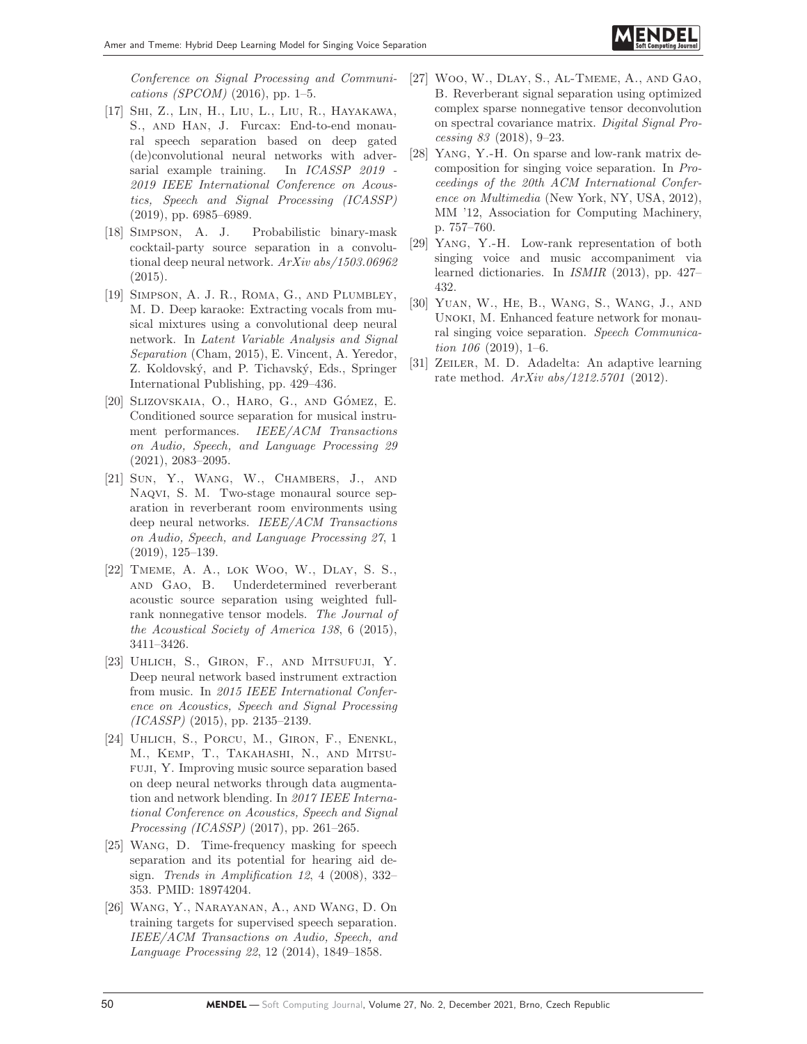Conference on Signal Processing and Communications (SPCOM)* (2016), pp. 1–5.

[17] Shi, Z., Lin, H., Liu, L., Liu, R., Hayakawa, S., and Han, J. Furcax: End-to-end monaural speech separation based on deep gated (de)convolutional neural networks with adversarial example training. In *ICASSP 2019 - 2019 IEEE International Conference on Acoustics, Speech and Signal Processing (ICASSP)* (2019), pp. 6985–6989.

[18] Simpson, A. J. Probabilistic binary-mask cocktail-party source separation in a convolutional deep neural network. *ArXiv abs/1503.06962* (2015).

[19] Simpson, A. J. R., Roma, G., and Plumbley, M. D. Deep karaoke: Extracting vocals from musical mixtures using a convolutional deep neural network. In *Latent Variable Analysis and Signal Separation* (Cham, 2015), E. Vincent, A. Yeredor, Z. Koldovský, and P. Tichavský, Eds., Springer International Publishing, pp. 429–436.

[20] Slizovskaia, O., Haro, G., and Gómez, E. Conditioned source separation for musical instrument performances. *IEEE/ACM Transactions on Audio, Speech, and Language Processing 29* (2021), 2083–2095.

[21] Sun, Y., Wang, W., Chambers, J., and Naqvi, S. M. Two-stage monaural source separation in reverberant room environments using deep neural networks. *IEEE/ACM Transactions on Audio, Speech, and Language Processing 27*, 1 (2019), 125–139.

[22] Tmeme, A. A., lok Woo, W., Dlay, S. S., and Gao, B. Underdetermined reverberant acoustic source separation using weighted full-rank nonnegative tensor models. *The Journal of the Acoustical Society of America 138*, 6 (2015), 3411–3426.

[23] Uhlich, S., Giron, F., and Mitsufuji, Y. Deep neural network based instrument extraction from music. In *2015 IEEE International Conference on Acoustics, Speech and Signal Processing (ICASSP)* (2015), pp. 2135–2139.

[24] Uhlich, S., Porcu, M., Giron, F., Enenkl, M., Kemp, T., Takahashi, N., and Mitsufuji, Y. Improving music source separation based on deep neural networks through data augmentation and network blending. In *2017 IEEE International Conference on Acoustics, Speech and Signal Processing (ICASSP)* (2017), pp. 261–265.

[25] Wang, D. Time-frequency masking for speech separation and its potential for hearing aid design. *Trends in Amplification 12*, 4 (2008), 332–353. PMID: 18974204.

[26] Wang, Y., Narayanan, A., and Wang, D. On training targets for supervised speech separation. *IEEE/ACM Transactions on Audio, Speech, and Language Processing 22*, 12 (2014), 1849–1858.

[27] Woo, W., Dlay, S., Al-Tmeme, A., and Gao, B. Reverberant signal separation using optimized complex sparse nonnegative tensor deconvolution on spectral covariance matrix. *Digital Signal Processing 83* (2018), 9–23.

[28] Yang, Y.-H. On sparse and low-rank matrix decomposition for singing voice separation. In *Proceedings of the 20th ACM International Conference on Multimedia* (New York, NY, USA, 2012), MM '12, Association for Computing Machinery, p. 757–760.

[29] Yang, Y.-H. Low-rank representation of both singing voice and music accompaniment via learned dictionaries. In *ISMIR* (2013), pp. 427–432.

[30] Yuan, W., He, B., Wang, S., Wang, J., and Unoki, M. Enhanced feature network for monaural singing voice separation. *Speech Communication 106* (2019), 1–6.

[31] Zeiler, M. D. Adadelta: An adaptive learning rate method. *ArXiv abs/1212.5701* (2012).